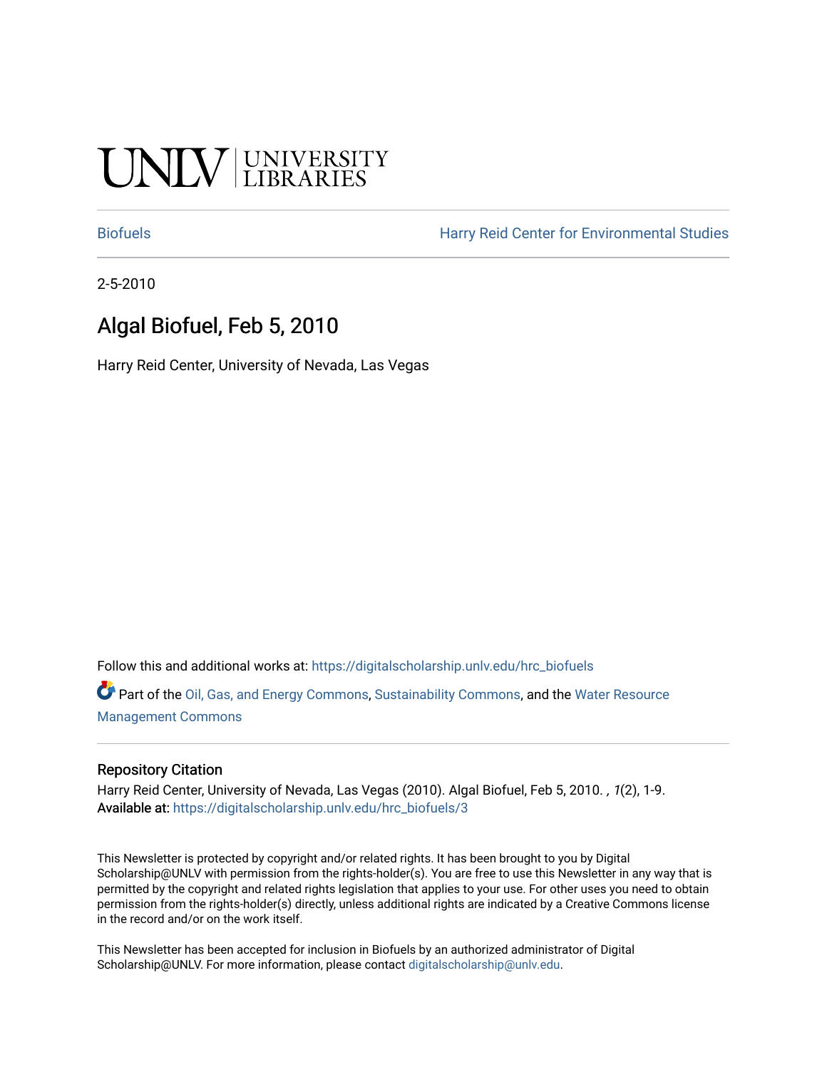UNLV | UNIVERSITY LIBRARIES

Biofuels | Harry Reid Center for Environmental Studies

2-5-2010

# Algal Biofuel, Feb 5, 2010

Harry Reid Center, University of Nevada, Las Vegas

Follow this and additional works at: https://digitalscholarship.unlv.edu/hrc_biofuels

Part of the Oil, Gas, and Energy Commons, Sustainability Commons, and the Water Resource Management Commons

### Repository Citation

Harry Reid Center, University of Nevada, Las Vegas (2010). Algal Biofuel, Feb 5, 2010. , *1*(2), 1-9.
**Available at:** https://digitalscholarship.unlv.edu/hrc_biofuels/3

This Newsletter is protected by copyright and/or related rights. It has been brought to you by Digital Scholarship@UNLV with permission from the rights-holder(s). You are free to use this Newsletter in any way that is permitted by the copyright and related rights legislation that applies to your use. For other uses you need to obtain permission from the rights-holder(s) directly, unless additional rights are indicated by a Creative Commons license in the record and/or on the work itself.

This Newsletter has been accepted for inclusion in Biofuels by an authorized administrator of Digital Scholarship@UNLV. For more information, please contact digitalscholarship@unlv.edu.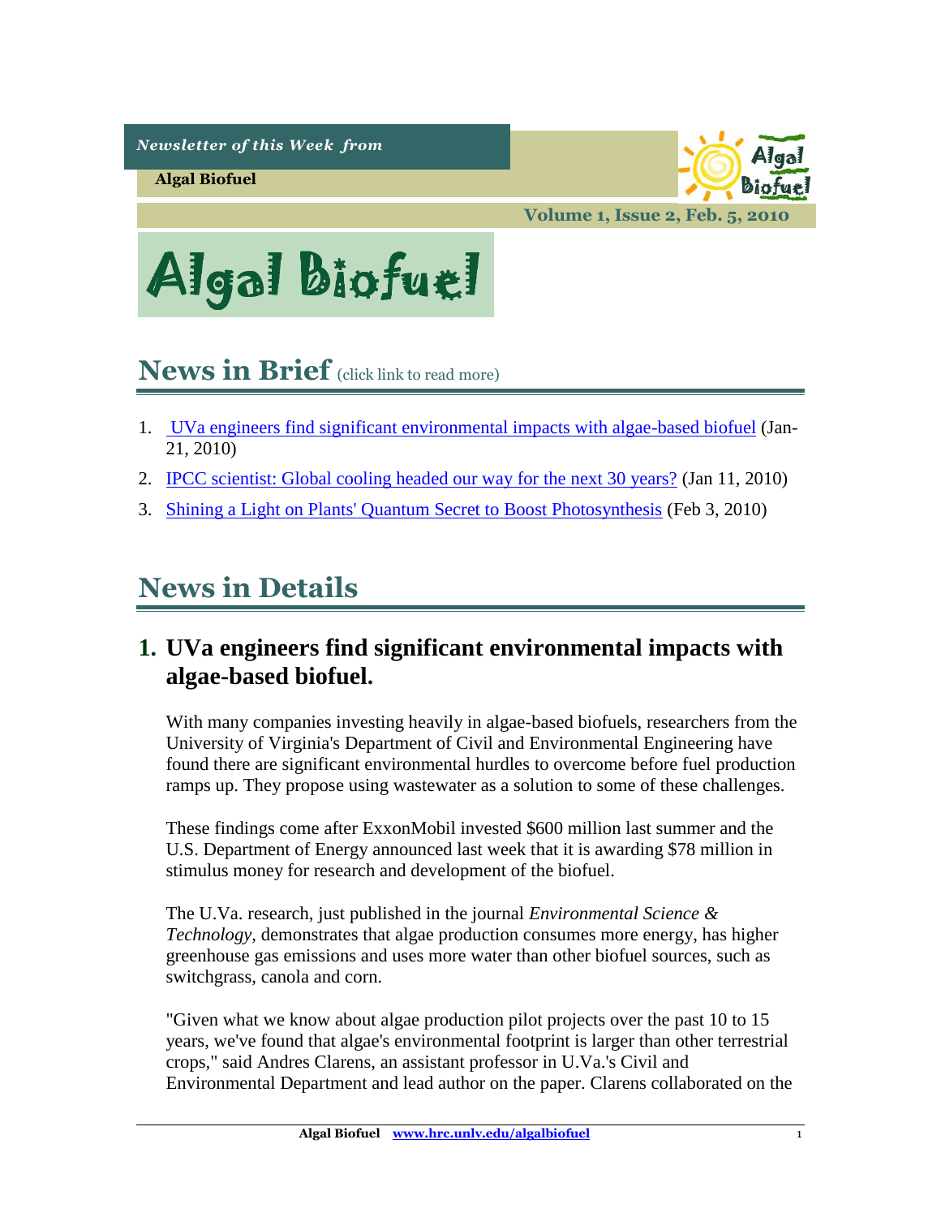*Newsletter of this Week from*

**Algal Biofuel**

**Volume 1, Issue 2, Feb. 5, 2010**

# Algal Biofuel

## News in Brief (click link to read more)

1. UVa engineers find significant environmental impacts with algae-based biofuel (Jan-21, 2010)
2. IPCC scientist: Global cooling headed our way for the next 30 years? (Jan 11, 2010)
3. Shining a Light on Plants' Quantum Secret to Boost Photosynthesis (Feb 3, 2010)

## News in Details

### 1. UVa engineers find significant environmental impacts with algae-based biofuel.

With many companies investing heavily in algae-based biofuels, researchers from the University of Virginia's Department of Civil and Environmental Engineering have found there are significant environmental hurdles to overcome before fuel production ramps up. They propose using wastewater as a solution to some of these challenges.

These findings come after ExxonMobil invested $600 million last summer and the U.S. Department of Energy announced last week that it is awarding $78 million in stimulus money for research and development of the biofuel.

The U.Va. research, just published in the journal *Environmental Science & Technology*, demonstrates that algae production consumes more energy, has higher greenhouse gas emissions and uses more water than other biofuel sources, such as switchgrass, canola and corn.

"Given what we know about algae production pilot projects over the past 10 to 15 years, we've found that algae's environmental footprint is larger than other terrestrial crops," said Andres Clarens, an assistant professor in U.Va.'s Civil and Environmental Department and lead author on the paper. Clarens collaborated on the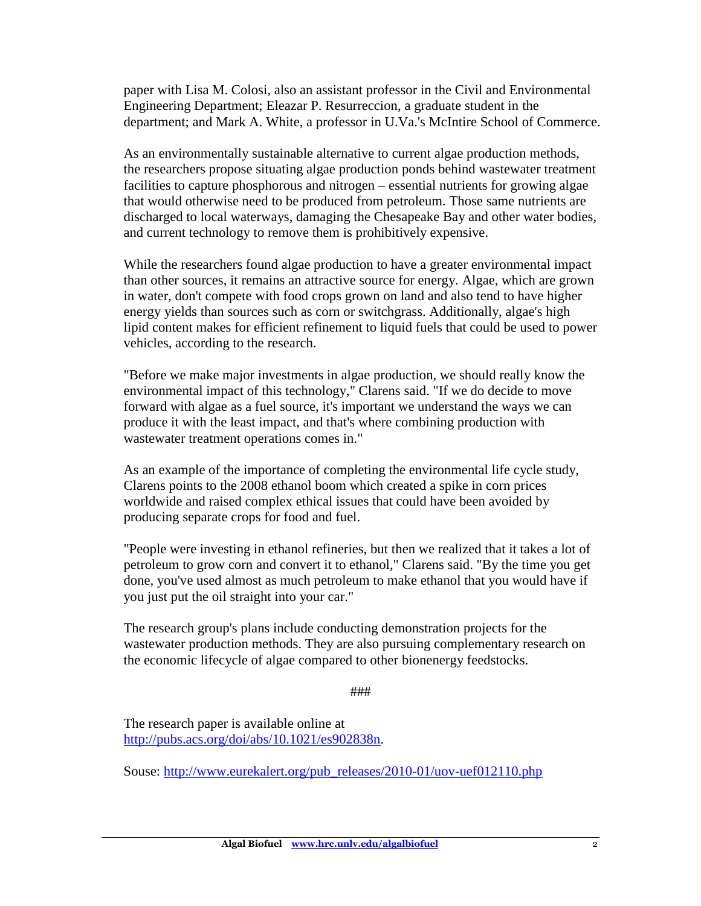paper with Lisa M. Colosi, also an assistant professor in the Civil and Environmental Engineering Department; Eleazar P. Resurreccion, a graduate student in the department; and Mark A. White, a professor in U.Va.'s McIntire School of Commerce.

As an environmentally sustainable alternative to current algae production methods, the researchers propose situating algae production ponds behind wastewater treatment facilities to capture phosphorous and nitrogen – essential nutrients for growing algae that would otherwise need to be produced from petroleum. Those same nutrients are discharged to local waterways, damaging the Chesapeake Bay and other water bodies, and current technology to remove them is prohibitively expensive.

While the researchers found algae production to have a greater environmental impact than other sources, it remains an attractive source for energy. Algae, which are grown in water, don't compete with food crops grown on land and also tend to have higher energy yields than sources such as corn or switchgrass. Additionally, algae's high lipid content makes for efficient refinement to liquid fuels that could be used to power vehicles, according to the research.

"Before we make major investments in algae production, we should really know the environmental impact of this technology," Clarens said. "If we do decide to move forward with algae as a fuel source, it's important we understand the ways we can produce it with the least impact, and that's where combining production with wastewater treatment operations comes in."

As an example of the importance of completing the environmental life cycle study, Clarens points to the 2008 ethanol boom which created a spike in corn prices worldwide and raised complex ethical issues that could have been avoided by producing separate crops for food and fuel.

"People were investing in ethanol refineries, but then we realized that it takes a lot of petroleum to grow corn and convert it to ethanol," Clarens said. "By the time you get done, you've used almost as much petroleum to make ethanol that you would have if you just put the oil straight into your car."

The research group's plans include conducting demonstration projects for the wastewater production methods. They are also pursuing complementary research on the economic lifecycle of algae compared to other bionenergy feedstocks.

###

The research paper is available online at http://pubs.acs.org/doi/abs/10.1021/es902838n.

Souse: http://www.eurekalert.org/pub_releases/2010-01/uov-uef012110.php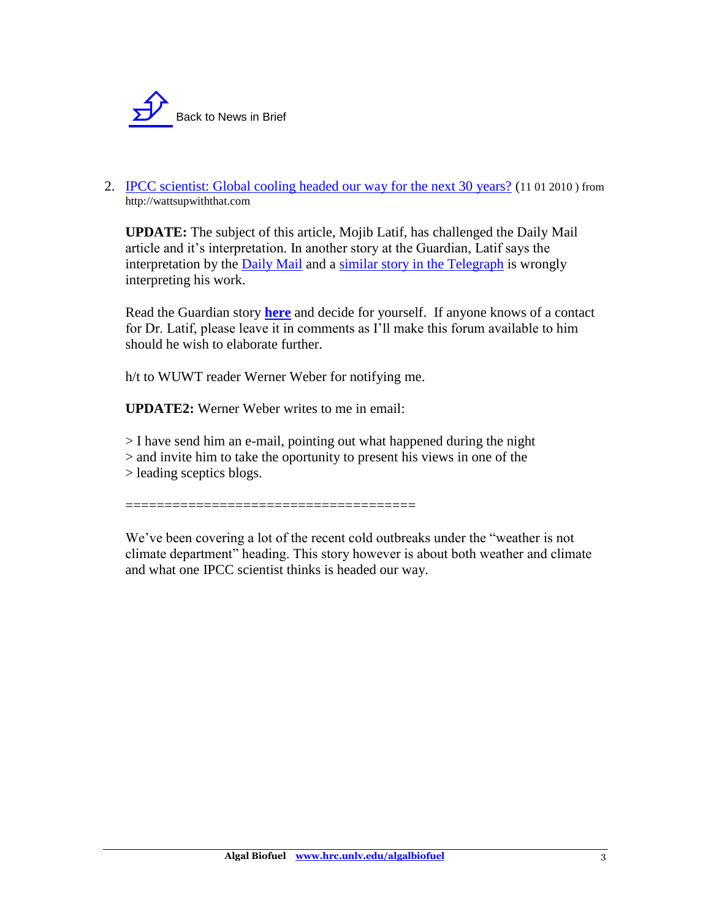Back to News in Brief

2. IPCC scientist: Global cooling headed our way for the next 30 years? (11 01 2010 ) from http://wattsupwiththat.com

   **UPDATE:** The subject of this article, Mojib Latif, has challenged the Daily Mail article and it's interpretation. In another story at the Guardian, Latif says the interpretation by the Daily Mail and a similar story in the Telegraph is wrongly interpreting his work.

   Read the Guardian story **here** and decide for yourself. If anyone knows of a contact for Dr. Latif, please leave it in comments as I'll make this forum available to him should he wish to elaborate further.

   h/t to WUWT reader Werner Weber for notifying me.

   **UPDATE2:** Werner Weber writes to me in email:

   > I have send him an e-mail, pointing out what happened during the night
   > and invite him to take the oportunity to present his views in one of the
   > leading sceptics blogs.

   ====================================

   We've been covering a lot of the recent cold outbreaks under the "weather is not climate department" heading. This story however is about both weather and climate and what one IPCC scientist thinks is headed our way.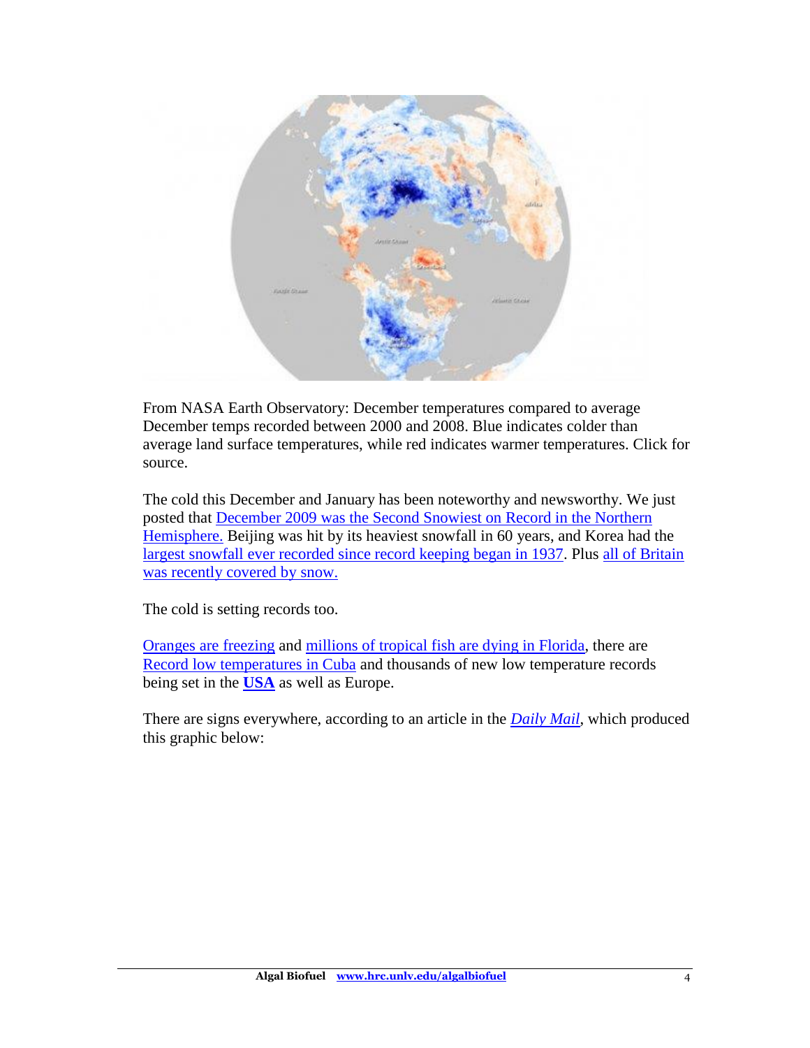From NASA Earth Observatory: December temperatures compared to average December temps recorded between 2000 and 2008. Blue indicates colder than average land surface temperatures, while red indicates warmer temperatures. Click for source.

The cold this December and January has been noteworthy and newsworthy. We just posted that [December 2009 was the Second Snowiest on Record in the Northern Hemisphere.] Beijing was hit by its heaviest snowfall in 60 years, and Korea had the [largest snowfall ever recorded since record keeping began in 1937]. Plus [all of Britain was recently covered by snow.]

The cold is setting records too.

[Oranges are freezing] and [millions of tropical fish are dying in Florida], there are [Record low temperatures in Cuba] and thousands of new low temperature records being set in the **[USA]** as well as Europe.

There are signs everywhere, according to an article in the *[Daily Mail]*, which produced this graphic below: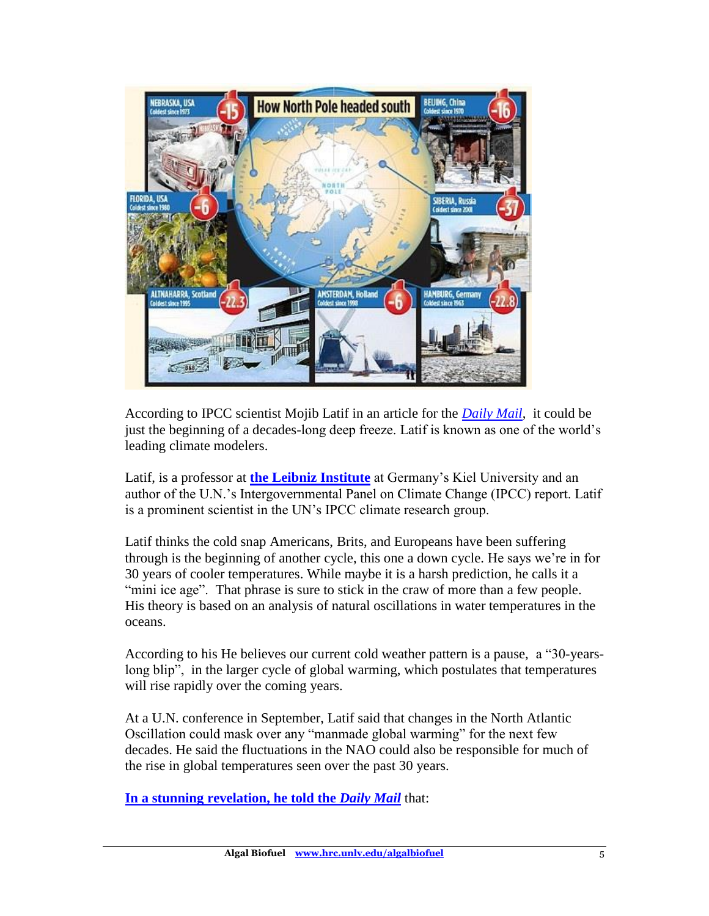According to IPCC scientist Mojib Latif in an article for the *Daily Mail*, it could be just the beginning of a decades-long deep freeze. Latif is known as one of the world's leading climate modelers.

Latif, is a professor at **the Leibniz Institute** at Germany's Kiel University and an author of the U.N.'s Intergovernmental Panel on Climate Change (IPCC) report. Latif is a prominent scientist in the UN's IPCC climate research group.

Latif thinks the cold snap Americans, Brits, and Europeans have been suffering through is the beginning of another cycle, this one a down cycle. He says we're in for 30 years of cooler temperatures. While maybe it is a harsh prediction, he calls it a "mini ice age". That phrase is sure to stick in the craw of more than a few people. His theory is based on an analysis of natural oscillations in water temperatures in the oceans.

According to his He believes our current cold weather pattern is a pause, a "30-years-long blip", in the larger cycle of global warming, which postulates that temperatures will rise rapidly over the coming years.

At a U.N. conference in September, Latif said that changes in the North Atlantic Oscillation could mask over any "manmade global warming" for the next few decades. He said the fluctuations in the NAO could also be responsible for much of the rise in global temperatures seen over the past 30 years.

**In a stunning revelation, he told the *Daily Mail*** that: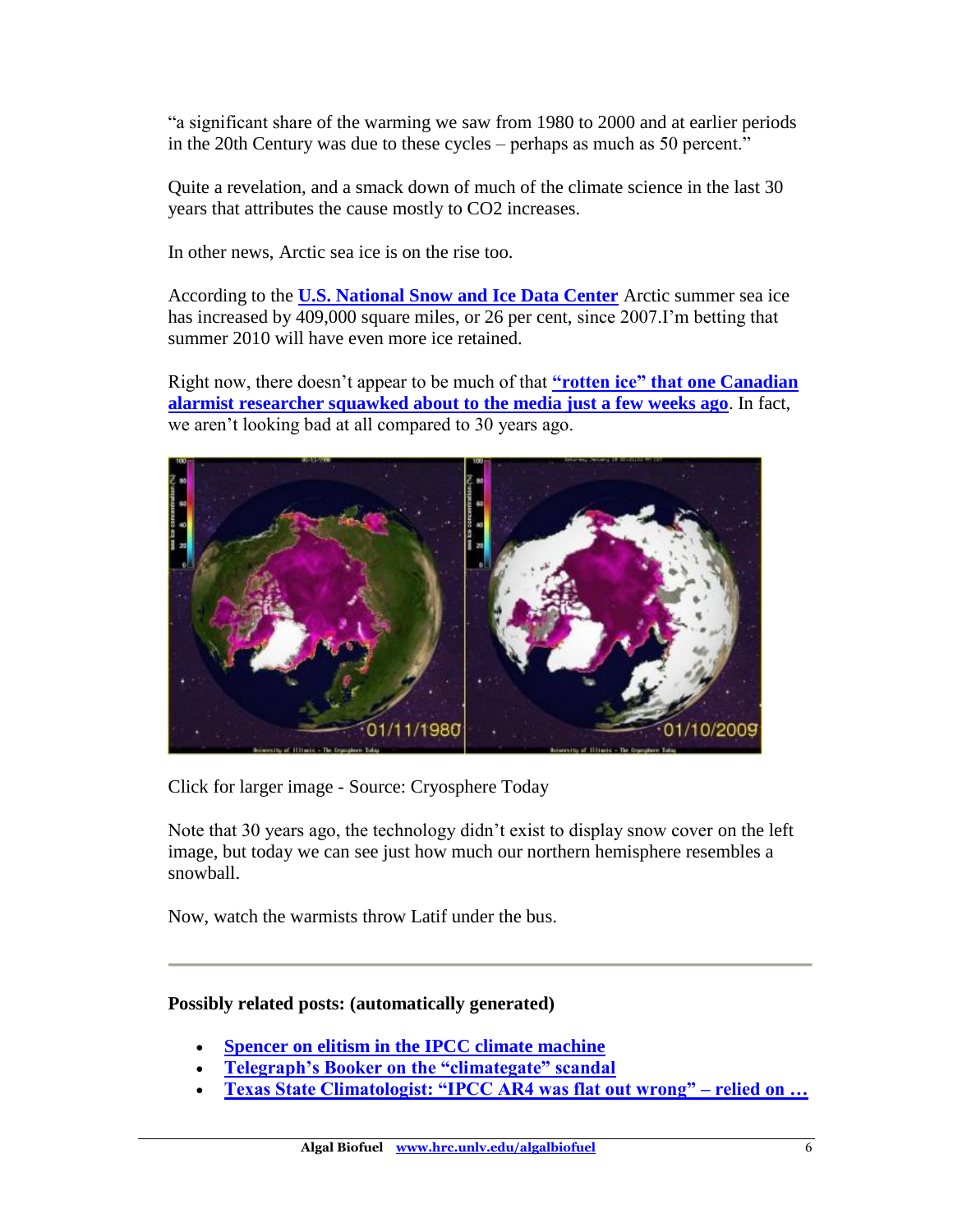"a significant share of the warming we saw from 1980 to 2000 and at earlier periods in the 20th Century was due to these cycles – perhaps as much as 50 percent."

Quite a revelation, and a smack down of much of the climate science in the last 30 years that attributes the cause mostly to $CO_2$ increases.

In other news, Arctic sea ice is on the rise too.

According to the **U.S. National Snow and Ice Data Center** Arctic summer sea ice has increased by 409,000 square miles, or 26 per cent, since 2007.I'm betting that summer 2010 will have even more ice retained.

Right now, there doesn't appear to be much of that **"rotten ice" that one Canadian alarmist researcher squawked about to the media just a few weeks ago**. In fact, we aren't looking bad at all compared to 30 years ago.

Click for larger image - Source: Cryosphere Today

Note that 30 years ago, the technology didn't exist to display snow cover on the left image, but today we can see just how much our northern hemisphere resembles a snowball.

Now, watch the warmists throw Latif under the bus.

---

**Possibly related posts: (automatically generated)**

- **Spencer on elitism in the IPCC climate machine**
- **Telegraph's Booker on the "climategate" scandal**
- **Texas State Climatologist: "IPCC AR4 was flat out wrong" – relied on …**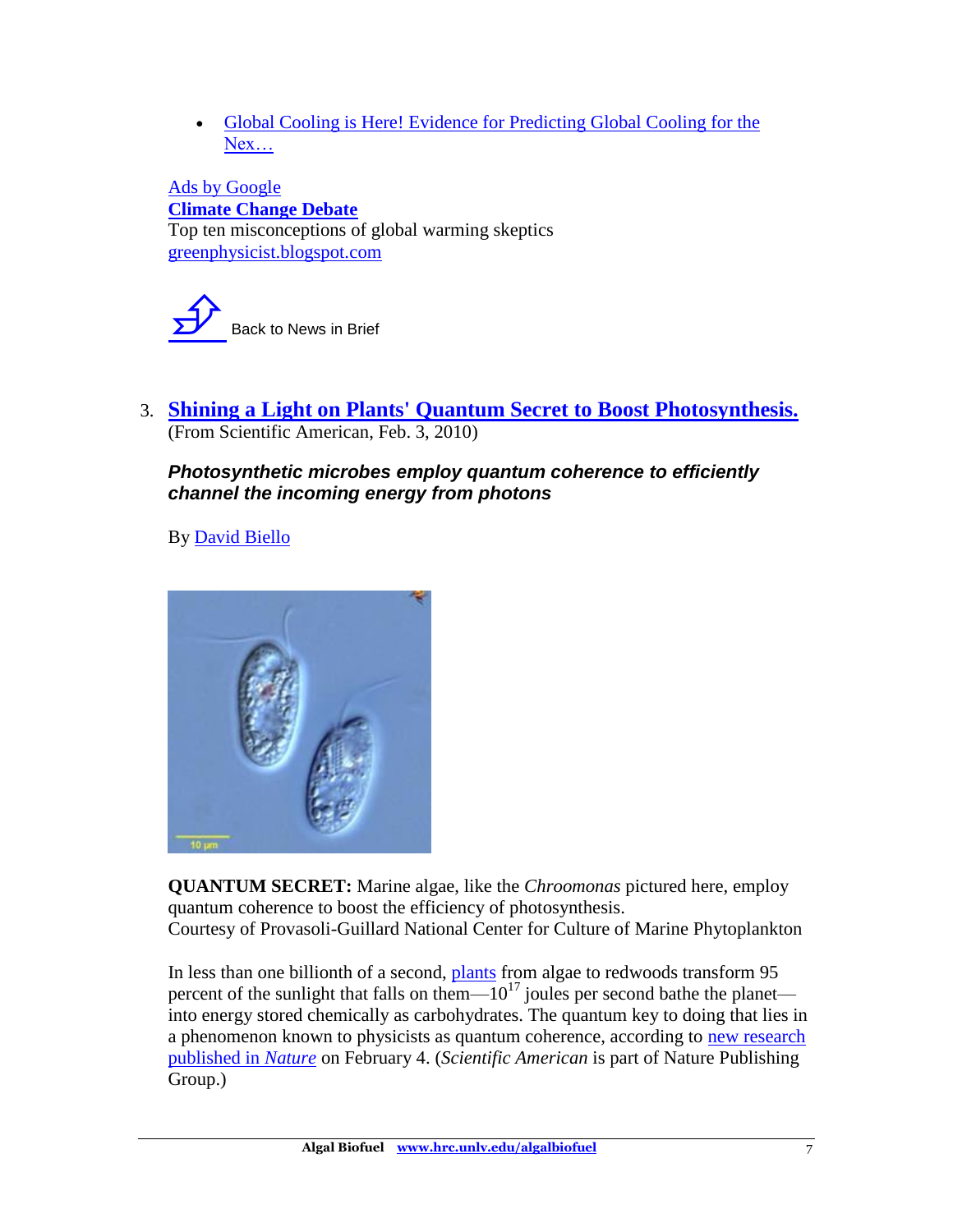- Global Cooling is Here! Evidence for Predicting Global Cooling for the Nex…

Ads by Google
**Climate Change Debate**
Top ten misconceptions of global warming skeptics
greenphysicist.blogspot.com

Back to News in Brief

3. **Shining a Light on Plants' Quantum Secret to Boost Photosynthesis.**
(From Scientific American, Feb. 3, 2010)

***Photosynthetic microbes employ quantum coherence to efficiently channel the incoming energy from photons***

By David Biello

**QUANTUM SECRET:** Marine algae, like the *Chroomonas* pictured here, employ quantum coherence to boost the efficiency of photosynthesis.
Courtesy of Provasoli-Guillard National Center for Culture of Marine Phytoplankton

In less than one billionth of a second, plants from algae to redwoods transform 95 percent of the sunlight that falls on them—$10^{17}$ joules per second bathe the planet—into energy stored chemically as carbohydrates. The quantum key to doing that lies in a phenomenon known to physicists as quantum coherence, according to new research published in *Nature* on February 4. (*Scientific American* is part of Nature Publishing Group.)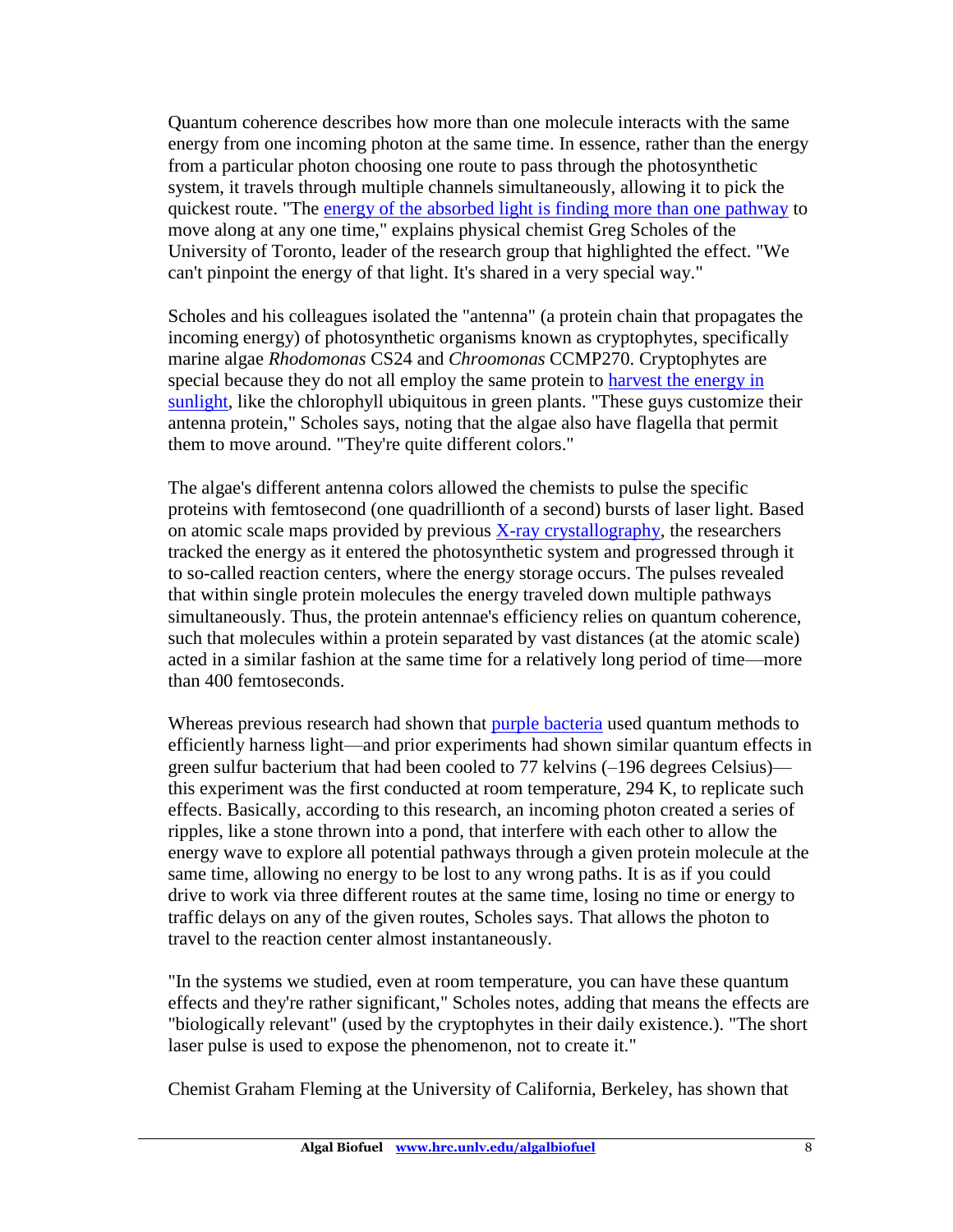Quantum coherence describes how more than one molecule interacts with the same energy from one incoming photon at the same time. In essence, rather than the energy from a particular photon choosing one route to pass through the photosynthetic system, it travels through multiple channels simultaneously, allowing it to pick the quickest route. "The energy of the absorbed light is finding more than one pathway to move along at any one time," explains physical chemist Greg Scholes of the University of Toronto, leader of the research group that highlighted the effect. "We can't pinpoint the energy of that light. It's shared in a very special way."

Scholes and his colleagues isolated the "antenna" (a protein chain that propagates the incoming energy) of photosynthetic organisms known as cryptophytes, specifically marine algae *Rhodomonas* CS24 and *Chroomonas* CCMP270. Cryptophytes are special because they do not all employ the same protein to harvest the energy in sunlight, like the chlorophyll ubiquitous in green plants. "These guys customize their antenna protein," Scholes says, noting that the algae also have flagella that permit them to move around. "They're quite different colors."

The algae's different antenna colors allowed the chemists to pulse the specific proteins with femtosecond (one quadrillionth of a second) bursts of laser light. Based on atomic scale maps provided by previous X-ray crystallography, the researchers tracked the energy as it entered the photosynthetic system and progressed through it to so-called reaction centers, where the energy storage occurs. The pulses revealed that within single protein molecules the energy traveled down multiple pathways simultaneously. Thus, the protein antennae's efficiency relies on quantum coherence, such that molecules within a protein separated by vast distances (at the atomic scale) acted in a similar fashion at the same time for a relatively long period of time—more than 400 femtoseconds.

Whereas previous research had shown that purple bacteria used quantum methods to efficiently harness light—and prior experiments had shown similar quantum effects in green sulfur bacterium that had been cooled to 77 kelvins (–196 degrees Celsius)—this experiment was the first conducted at room temperature, 294 K, to replicate such effects. Basically, according to this research, an incoming photon created a series of ripples, like a stone thrown into a pond, that interfere with each other to allow the energy wave to explore all potential pathways through a given protein molecule at the same time, allowing no energy to be lost to any wrong paths. It is as if you could drive to work via three different routes at the same time, losing no time or energy to traffic delays on any of the given routes, Scholes says. That allows the photon to travel to the reaction center almost instantaneously.

"In the systems we studied, even at room temperature, you can have these quantum effects and they're rather significant," Scholes notes, adding that means the effects are "biologically relevant" (used by the cryptophytes in their daily existence.). "The short laser pulse is used to expose the phenomenon, not to create it."

Chemist Graham Fleming at the University of California, Berkeley, has shown that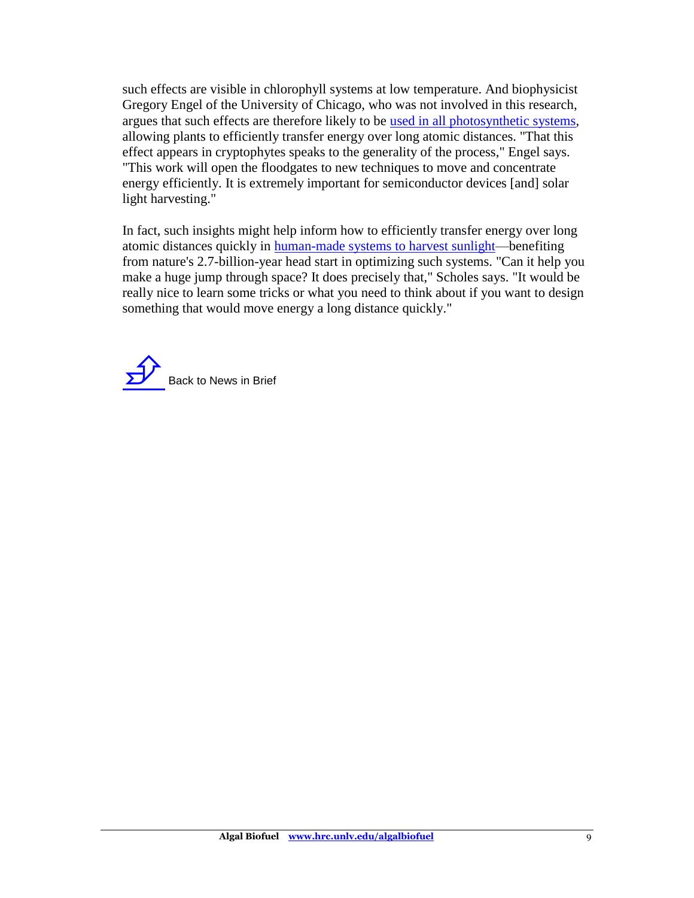such effects are visible in chlorophyll systems at low temperature. And biophysicist Gregory Engel of the University of Chicago, who was not involved in this research, argues that such effects are therefore likely to be used in all photosynthetic systems, allowing plants to efficiently transfer energy over long atomic distances. "That this effect appears in cryptophytes speaks to the generality of the process," Engel says. "This work will open the floodgates to new techniques to move and concentrate energy efficiently. It is extremely important for semiconductor devices [and] solar light harvesting."

In fact, such insights might help inform how to efficiently transfer energy over long atomic distances quickly in human-made systems to harvest sunlight—benefiting from nature's 2.7-billion-year head start in optimizing such systems. "Can it help you make a huge jump through space? It does precisely that," Scholes says. "It would be really nice to learn some tricks or what you need to think about if you want to design something that would move energy a long distance quickly."

Back to News in Brief